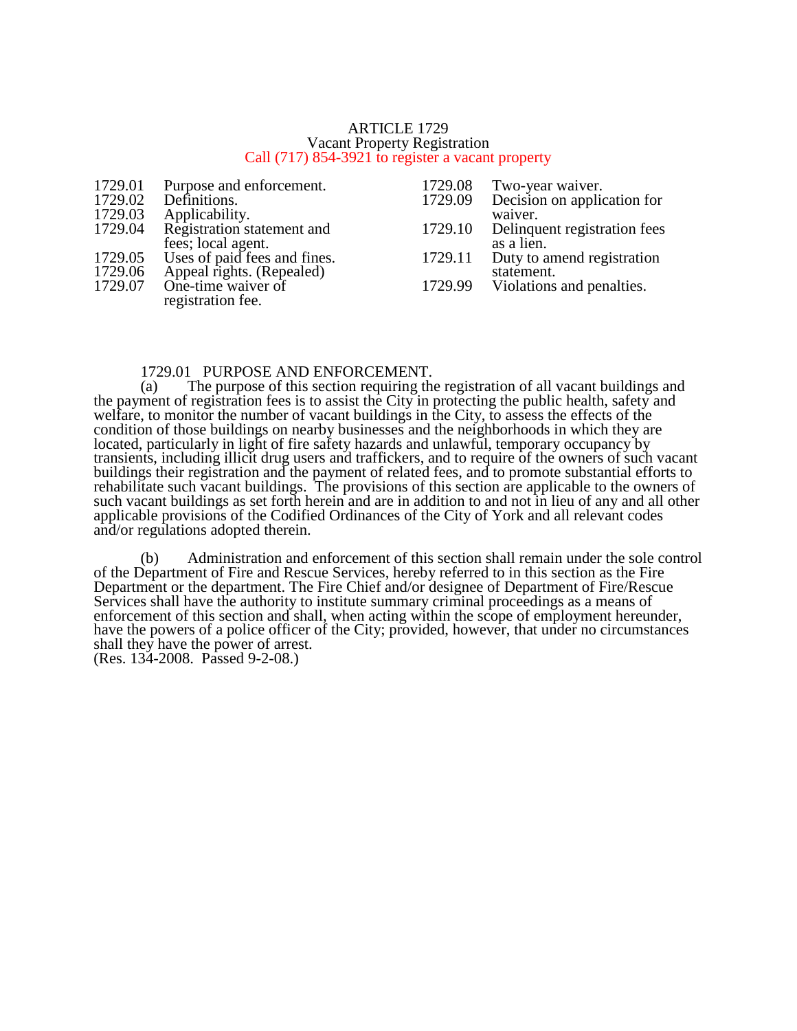# ARTICLE 1729
## Vacant Property Registration
Call (717) 854-3921 to register a vacant property

| | |
|---|---|
| 1729.01 | Purpose and enforcement. |
| 1729.02 | Definitions. |
| 1729.03 | Applicability. |
| 1729.04 | Registration statement and fees; local agent. |
| 1729.05 | Uses of paid fees and fines. |
| 1729.06 | Appeal rights. (Repealed) |
| 1729.07 | One-time waiver of registration fee. |
| 1729.08 | Two-year waiver. |
| 1729.09 | Decision on application for waiver. |
| 1729.10 | Delinquent registration fees as a lien. |
| 1729.11 | Duty to amend registration statement. |
| 1729.99 | Violations and penalties. |

### 1729.01 PURPOSE AND ENFORCEMENT.

(a) The purpose of this section requiring the registration of all vacant buildings and the payment of registration fees is to assist the City in protecting the public health, safety and welfare, to monitor the number of vacant buildings in the City, to assess the effects of the condition of those buildings on nearby businesses and the neighborhoods in which they are located, particularly in light of fire safety hazards and unlawful, temporary occupancy by transients, including illicit drug users and traffickers, and to require of the owners of such vacant buildings their registration and the payment of related fees, and to promote substantial efforts to rehabilitate such vacant buildings. The provisions of this section are applicable to the owners of such vacant buildings as set forth herein and are in addition to and not in lieu of any and all other applicable provisions of the Codified Ordinances of the City of York and all relevant codes and/or regulations adopted therein.

(b) Administration and enforcement of this section shall remain under the sole control of the Department of Fire and Rescue Services, hereby referred to in this section as the Fire Department or the department. The Fire Chief and/or designee of Department of Fire/Rescue Services shall have the authority to institute summary criminal proceedings as a means of enforcement of this section and shall, when acting within the scope of employment hereunder, have the powers of a police officer of the City; provided, however, that under no circumstances shall they have the power of arrest.
(Res. 134-2008. Passed 9-2-08.)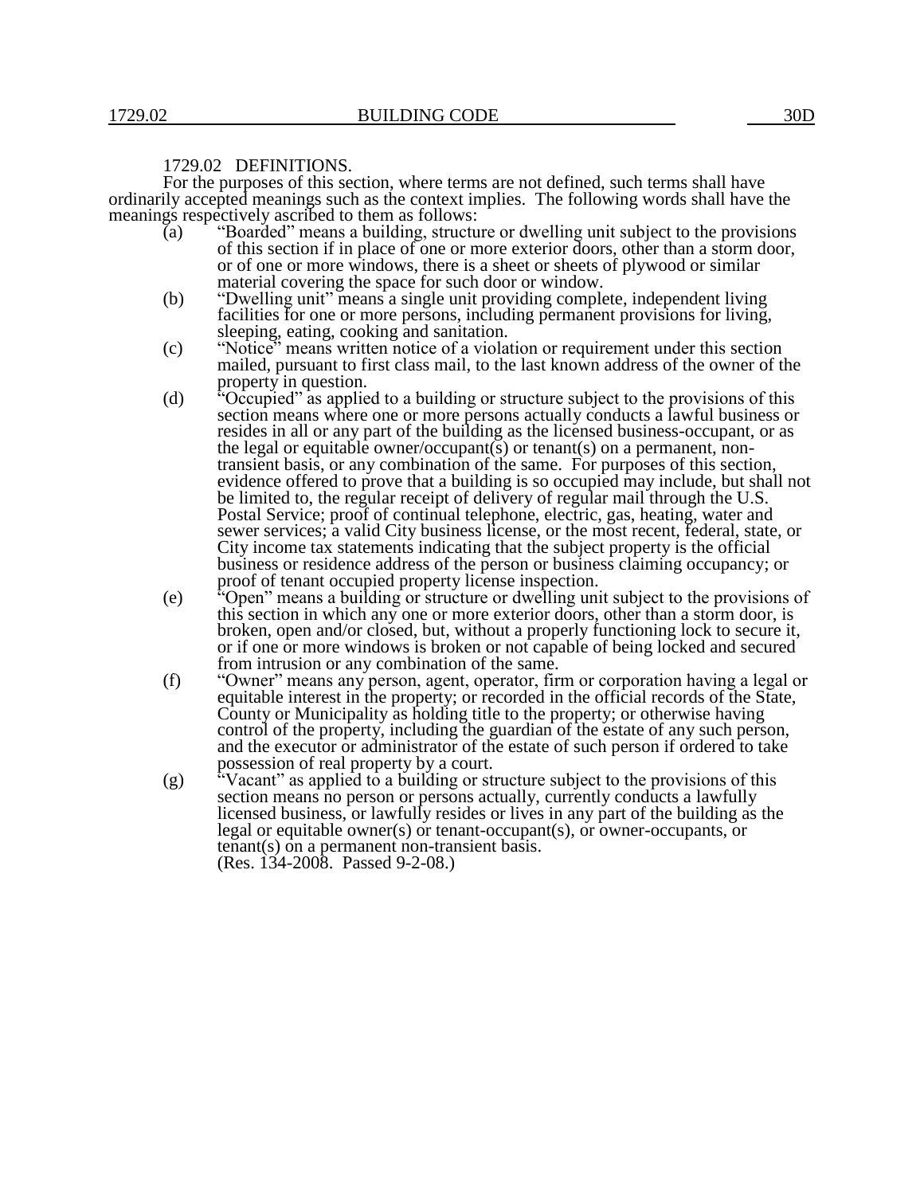## 1729.02 DEFINITIONS.

For the purposes of this section, where terms are not defined, such terms shall have ordinarily accepted meanings such as the context implies. The following words shall have the meanings respectively ascribed to them as follows:

(a) "Boarded" means a building, structure or dwelling unit subject to the provisions of this section if in place of one or more exterior doors, other than a storm door, or of one or more windows, there is a sheet or sheets of plywood or similar material covering the space for such door or window.

(b) "Dwelling unit" means a single unit providing complete, independent living facilities for one or more persons, including permanent provisions for living, sleeping, eating, cooking and sanitation.

(c) "Notice" means written notice of a violation or requirement under this section mailed, pursuant to first class mail, to the last known address of the owner of the property in question.

(d) "Occupied" as applied to a building or structure subject to the provisions of this section means where one or more persons actually conducts a lawful business or resides in all or any part of the building as the licensed business-occupant, or as the legal or equitable owner/occupant(s) or tenant(s) on a permanent, non-transient basis, or any combination of the same. For purposes of this section, evidence offered to prove that a building is so occupied may include, but shall not be limited to, the regular receipt of delivery of regular mail through the U.S. Postal Service; proof of continual telephone, electric, gas, heating, water and sewer services; a valid City business license, or the most recent, federal, state, or City income tax statements indicating that the subject property is the official business or residence address of the person or business claiming occupancy; or proof of tenant occupied property license inspection.

(e) "Open" means a building or structure or dwelling unit subject to the provisions of this section in which any one or more exterior doors, other than a storm door, is broken, open and/or closed, but, without a properly functioning lock to secure it, or if one or more windows is broken or not capable of being locked and secured from intrusion or any combination of the same.

(f) "Owner" means any person, agent, operator, firm or corporation having a legal or equitable interest in the property; or recorded in the official records of the State, County or Municipality as holding title to the property; or otherwise having control of the property, including the guardian of the estate of any such person, and the executor or administrator of the estate of such person if ordered to take possession of real property by a court.

(g) "Vacant" as applied to a building or structure subject to the provisions of this section means no person or persons actually, currently conducts a lawfully licensed business, or lawfully resides or lives in any part of the building as the legal or equitable owner(s) or tenant-occupant(s), or owner-occupants, or tenant(s) on a permanent non-transient basis.
(Res. 134-2008. Passed 9-2-08.)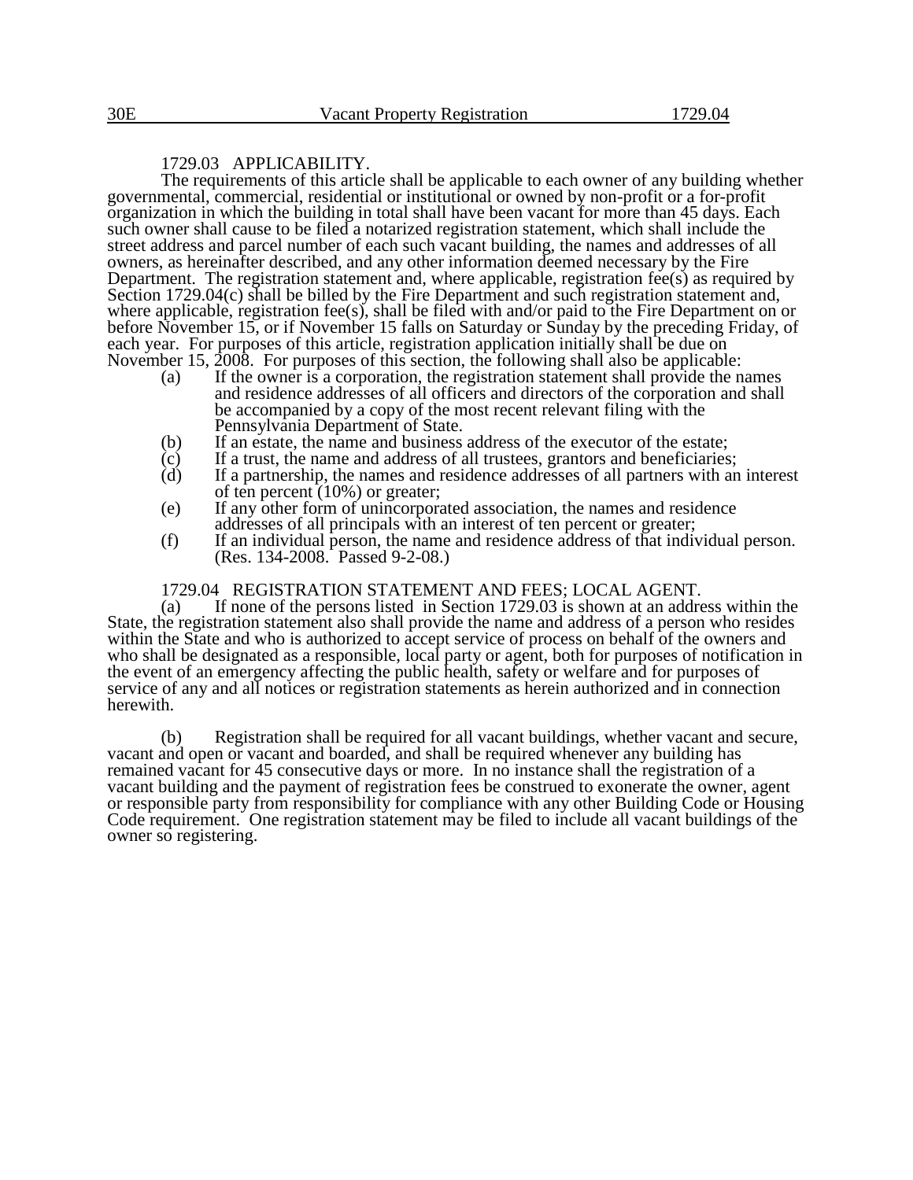## 1729.03 APPLICABILITY.

The requirements of this article shall be applicable to each owner of any building whether governmental, commercial, residential or institutional or owned by non-profit or a for-profit organization in which the building in total shall have been vacant for more than 45 days. Each such owner shall cause to be filed a notarized registration statement, which shall include the street address and parcel number of each such vacant building, the names and addresses of all owners, as hereinafter described, and any other information deemed necessary by the Fire Department. The registration statement and, where applicable, registration fee(s) as required by Section 1729.04(c) shall be billed by the Fire Department and such registration statement and, where applicable, registration fee(s), shall be filed with and/or paid to the Fire Department on or before November 15, or if November 15 falls on Saturday or Sunday by the preceding Friday, of each year. For purposes of this article, registration application initially shall be due on November 15, 2008. For purposes of this section, the following shall also be applicable:

(a) If the owner is a corporation, the registration statement shall provide the names and residence addresses of all officers and directors of the corporation and shall be accompanied by a copy of the most recent relevant filing with the Pennsylvania Department of State.

(b) If an estate, the name and business address of the executor of the estate;

(c) If a trust, the name and address of all trustees, grantors and beneficiaries;

(d) If a partnership, the names and residence addresses of all partners with an interest of ten percent (10%) or greater;

(e) If any other form of unincorporated association, the names and residence addresses of all principals with an interest of ten percent or greater;

(f) If an individual person, the name and residence address of that individual person. (Res. 134-2008. Passed 9-2-08.)

## 1729.04 REGISTRATION STATEMENT AND FEES; LOCAL AGENT.

(a) If none of the persons listed in Section 1729.03 is shown at an address within the State, the registration statement also shall provide the name and address of a person who resides within the State and who is authorized to accept service of process on behalf of the owners and who shall be designated as a responsible, local party or agent, both for purposes of notification in the event of an emergency affecting the public health, safety or welfare and for purposes of service of any and all notices or registration statements as herein authorized and in connection herewith.

(b) Registration shall be required for all vacant buildings, whether vacant and secure, vacant and open or vacant and boarded, and shall be required whenever any building has remained vacant for 45 consecutive days or more. In no instance shall the registration of a vacant building and the payment of registration fees be construed to exonerate the owner, agent or responsible party from responsibility for compliance with any other Building Code or Housing Code requirement. One registration statement may be filed to include all vacant buildings of the owner so registering.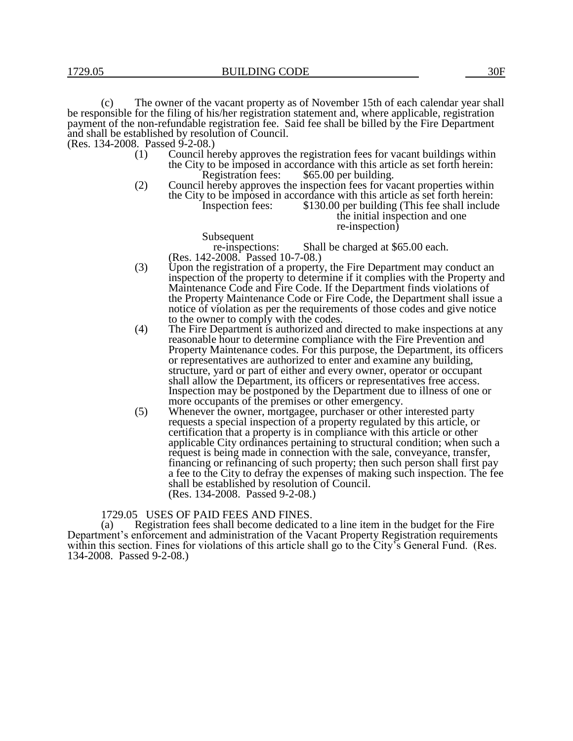(c) The owner of the vacant property as of November 15th of each calendar year shall be responsible for the filing of his/her registration statement and, where applicable, registration payment of the non-refundable registration fee. Said fee shall be billed by the Fire Department and shall be established by resolution of Council.
(Res. 134-2008. Passed 9-2-08.)

(1) Council hereby approves the registration fees for vacant buildings within the City to be imposed in accordance with this article as set forth herein:

Registration fees: $65.00 per building.

(2) Council hereby approves the inspection fees for vacant properties within the City to be imposed in accordance with this article as set forth herein:

Inspection fees: $130.00 per building (This fee shall include the initial inspection and one re-inspection)

Subsequent re-inspections: Shall be charged at $65.00 each.

(Res. 142-2008. Passed 10-7-08.)

(3) Upon the registration of a property, the Fire Department may conduct an inspection of the property to determine if it complies with the Property and Maintenance Code and Fire Code. If the Department finds violations of the Property Maintenance Code or Fire Code, the Department shall issue a notice of violation as per the requirements of those codes and give notice to the owner to comply with the codes.

(4) The Fire Department is authorized and directed to make inspections at any reasonable hour to determine compliance with the Fire Prevention and Property Maintenance codes. For this purpose, the Department, its officers or representatives are authorized to enter and examine any building, structure, yard or part of either and every owner, operator or occupant shall allow the Department, its officers or representatives free access. Inspection may be postponed by the Department due to illness of one or more occupants of the premises or other emergency.

(5) Whenever the owner, mortgagee, purchaser or other interested party requests a special inspection of a property regulated by this article, or certification that a property is in compliance with this article or other applicable City ordinances pertaining to structural condition; when such a request is being made in connection with the sale, conveyance, transfer, financing or refinancing of such property; then such person shall first pay a fee to the City to defray the expenses of making such inspection. The fee shall be established by resolution of Council.
(Res. 134-2008. Passed 9-2-08.)

## 1729.05 USES OF PAID FEES AND FINES.

(a) Registration fees shall become dedicated to a line item in the budget for the Fire Department's enforcement and administration of the Vacant Property Registration requirements within this section. Fines for violations of this article shall go to the City's General Fund. (Res. 134-2008. Passed 9-2-08.)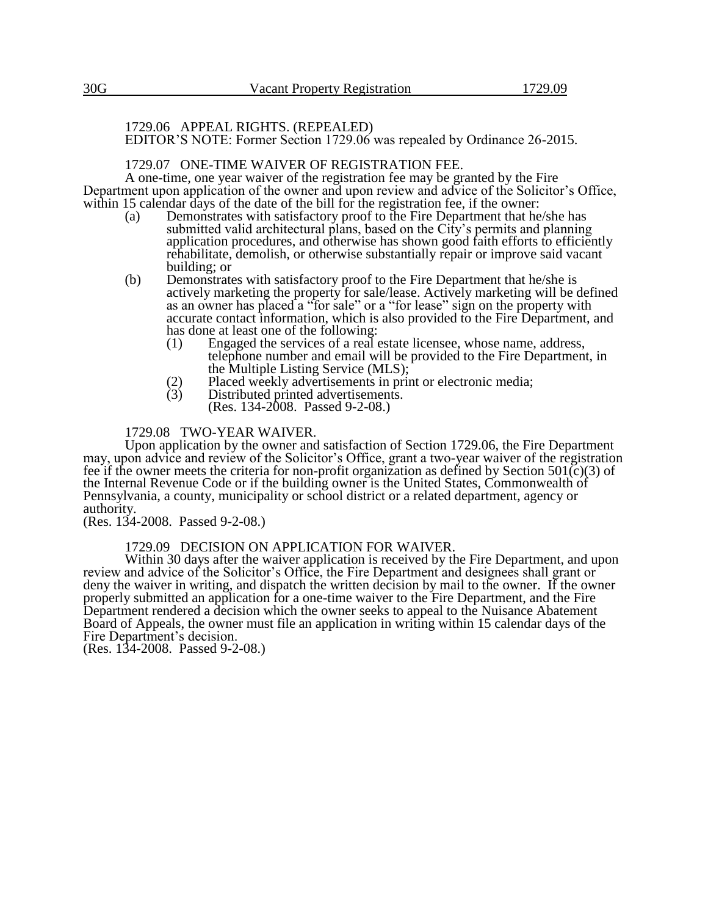### 1729.06 APPEAL RIGHTS. (REPEALED)

EDITOR'S NOTE: Former Section 1729.06 was repealed by Ordinance 26-2015.

### 1729.07 ONE-TIME WAIVER OF REGISTRATION FEE.

A one-time, one year waiver of the registration fee may be granted by the Fire Department upon application of the owner and upon review and advice of the Solicitor's Office, within 15 calendar days of the date of the bill for the registration fee, if the owner:

(a) Demonstrates with satisfactory proof to the Fire Department that he/she has submitted valid architectural plans, based on the City's permits and planning application procedures, and otherwise has shown good faith efforts to efficiently rehabilitate, demolish, or otherwise substantially repair or improve said vacant building; or

(b) Demonstrates with satisfactory proof to the Fire Department that he/she is actively marketing the property for sale/lease. Actively marketing will be defined as an owner has placed a "for sale" or a "for lease" sign on the property with accurate contact information, which is also provided to the Fire Department, and has done at least one of the following:

(1) Engaged the services of a real estate licensee, whose name, address, telephone number and email will be provided to the Fire Department, in the Multiple Listing Service (MLS);

(2) Placed weekly advertisements in print or electronic media;

(3) Distributed printed advertisements.
(Res. 134-2008. Passed 9-2-08.)

### 1729.08 TWO-YEAR WAIVER.

Upon application by the owner and satisfaction of Section 1729.06, the Fire Department may, upon advice and review of the Solicitor's Office, grant a two-year waiver of the registration fee if the owner meets the criteria for non-profit organization as defined by Section 501(c)(3) of the Internal Revenue Code or if the building owner is the United States, Commonwealth of Pennsylvania, a county, municipality or school district or a related department, agency or authority.
(Res. 134-2008. Passed 9-2-08.)

### 1729.09 DECISION ON APPLICATION FOR WAIVER.

Within 30 days after the waiver application is received by the Fire Department, and upon review and advice of the Solicitor's Office, the Fire Department and designees shall grant or deny the waiver in writing, and dispatch the written decision by mail to the owner. If the owner properly submitted an application for a one-time waiver to the Fire Department, and the Fire Department rendered a decision which the owner seeks to appeal to the Nuisance Abatement Board of Appeals, the owner must file an application in writing within 15 calendar days of the Fire Department's decision.
(Res. 134-2008. Passed 9-2-08.)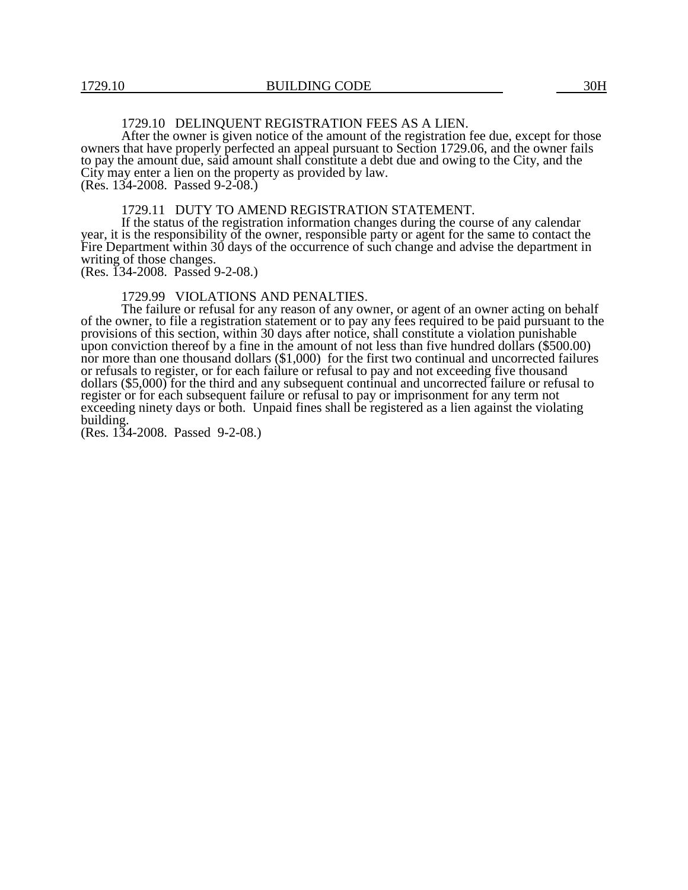## 1729.10 DELINQUENT REGISTRATION FEES AS A LIEN.

After the owner is given notice of the amount of the registration fee due, except for those owners that have properly perfected an appeal pursuant to Section 1729.06, and the owner fails to pay the amount due, said amount shall constitute a debt due and owing to the City, and the City may enter a lien on the property as provided by law.
(Res. 134-2008. Passed 9-2-08.)

## 1729.11 DUTY TO AMEND REGISTRATION STATEMENT.

If the status of the registration information changes during the course of any calendar year, it is the responsibility of the owner, responsible party or agent for the same to contact the Fire Department within 30 days of the occurrence of such change and advise the department in writing of those changes.
(Res. 134-2008. Passed 9-2-08.)

## 1729.99 VIOLATIONS AND PENALTIES.

The failure or refusal for any reason of any owner, or agent of an owner acting on behalf of the owner, to file a registration statement or to pay any fees required to be paid pursuant to the provisions of this section, within 30 days after notice, shall constitute a violation punishable upon conviction thereof by a fine in the amount of not less than five hundred dollars ($500.00) nor more than one thousand dollars ($1,000) for the first two continual and uncorrected failures or refusals to register, or for each failure or refusal to pay and not exceeding five thousand dollars ($5,000) for the third and any subsequent continual and uncorrected failure or refusal to register or for each subsequent failure or refusal to pay or imprisonment for any term not exceeding ninety days or both. Unpaid fines shall be registered as a lien against the violating building.
(Res. 134-2008. Passed 9-2-08.)